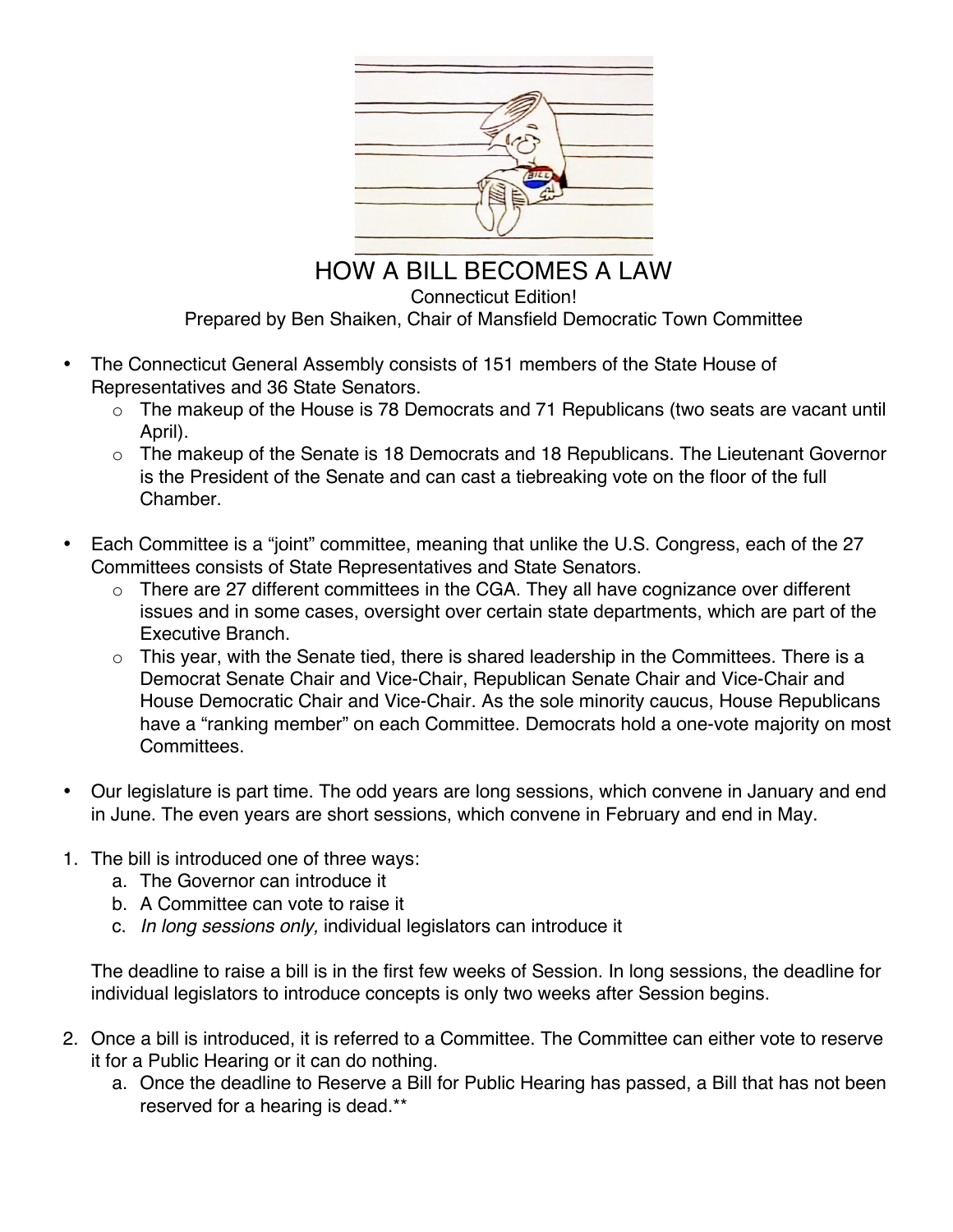# HOW A BILL BECOMES A LAW

Connecticut Edition!

Prepared by Ben Shaiken, Chair of Mansfield Democratic Town Committee

- The Connecticut General Assembly consists of 151 members of the State House of Representatives and 36 State Senators.
  - The makeup of the House is 78 Democrats and 71 Republicans (two seats are vacant until April).
  - The makeup of the Senate is 18 Democrats and 18 Republicans. The Lieutenant Governor is the President of the Senate and can cast a tiebreaking vote on the floor of the full Chamber.

- Each Committee is a "joint" committee, meaning that unlike the U.S. Congress, each of the 27 Committees consists of State Representatives and State Senators.
  - There are 27 different committees in the CGA. They all have cognizance over different issues and in some cases, oversight over certain state departments, which are part of the Executive Branch.
  - This year, with the Senate tied, there is shared leadership in the Committees. There is a Democrat Senate Chair and Vice-Chair, Republican Senate Chair and Vice-Chair and House Democratic Chair and Vice-Chair. As the sole minority caucus, House Republicans have a "ranking member" on each Committee. Democrats hold a one-vote majority on most Committees.

- Our legislature is part time. The odd years are long sessions, which convene in January and end in June. The even years are short sessions, which convene in February and end in May.

1. The bill is introduced one of three ways:
   a. The Governor can introduce it
   b. A Committee can vote to raise it
   c. *In long sessions only,* individual legislators can introduce it

   The deadline to raise a bill is in the first few weeks of Session. In long sessions, the deadline for individual legislators to introduce concepts is only two weeks after Session begins.

2. Once a bill is introduced, it is referred to a Committee. The Committee can either vote to reserve it for a Public Hearing or it can do nothing.
   a. Once the deadline to Reserve a Bill for Public Hearing has passed, a Bill that has not been reserved for a hearing is dead.**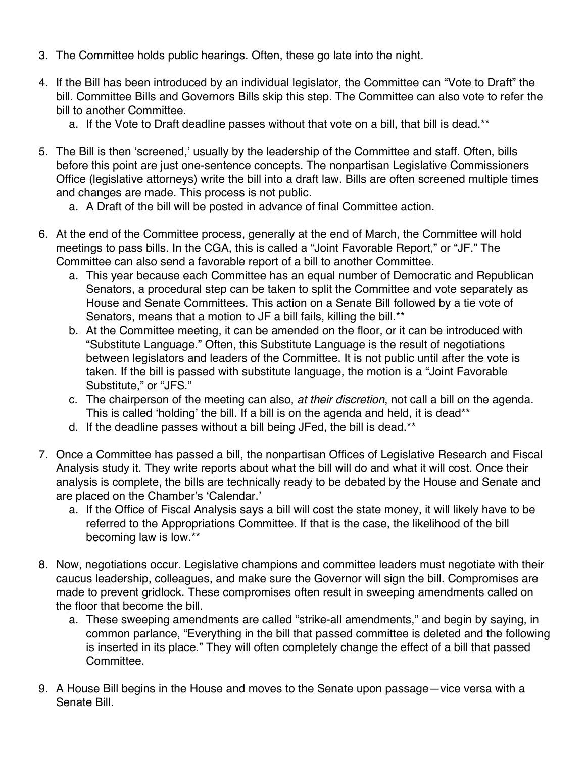3. The Committee holds public hearings. Often, these go late into the night.

4. If the Bill has been introduced by an individual legislator, the Committee can "Vote to Draft" the bill. Committee Bills and Governors Bills skip this step. The Committee can also vote to refer the bill to another Committee.
   a. If the Vote to Draft deadline passes without that vote on a bill, that bill is dead.**

5. The Bill is then 'screened,' usually by the leadership of the Committee and staff. Often, bills before this point are just one-sentence concepts. The nonpartisan Legislative Commissioners Office (legislative attorneys) write the bill into a draft law. Bills are often screened multiple times and changes are made. This process is not public.
   a. A Draft of the bill will be posted in advance of final Committee action.

6. At the end of the Committee process, generally at the end of March, the Committee will hold meetings to pass bills. In the CGA, this is called a "Joint Favorable Report," or "JF." The Committee can also send a favorable report of a bill to another Committee.
   a. This year because each Committee has an equal number of Democratic and Republican Senators, a procedural step can be taken to split the Committee and vote separately as House and Senate Committees. This action on a Senate Bill followed by a tie vote of Senators, means that a motion to JF a bill fails, killing the bill.**
   b. At the Committee meeting, it can be amended on the floor, or it can be introduced with "Substitute Language." Often, this Substitute Language is the result of negotiations between legislators and leaders of the Committee. It is not public until after the vote is taken. If the bill is passed with substitute language, the motion is a "Joint Favorable Substitute," or "JFS."
   c. The chairperson of the meeting can also, *at their discretion*, not call a bill on the agenda. This is called 'holding' the bill. If a bill is on the agenda and held, it is dead**
   d. If the deadline passes without a bill being JFed, the bill is dead.**

7. Once a Committee has passed a bill, the nonpartisan Offices of Legislative Research and Fiscal Analysis study it. They write reports about what the bill will do and what it will cost. Once their analysis is complete, the bills are technically ready to be debated by the House and Senate and are placed on the Chamber's 'Calendar.'
   a. If the Office of Fiscal Analysis says a bill will cost the state money, it will likely have to be referred to the Appropriations Committee. If that is the case, the likelihood of the bill becoming law is low.**

8. Now, negotiations occur. Legislative champions and committee leaders must negotiate with their caucus leadership, colleagues, and make sure the Governor will sign the bill. Compromises are made to prevent gridlock. These compromises often result in sweeping amendments called on the floor that become the bill.
   a. These sweeping amendments are called "strike-all amendments," and begin by saying, in common parlance, "Everything in the bill that passed committee is deleted and the following is inserted in its place." They will often completely change the effect of a bill that passed Committee.

9. A House Bill begins in the House and moves to the Senate upon passage—vice versa with a Senate Bill.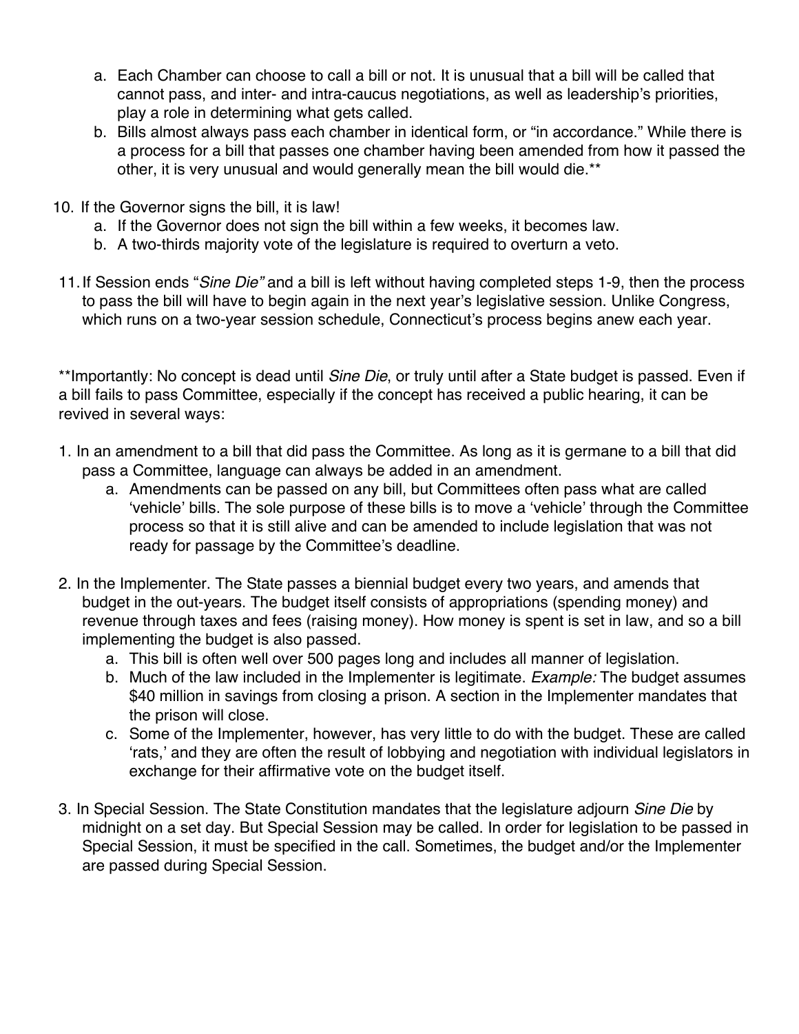a. Each Chamber can choose to call a bill or not. It is unusual that a bill will be called that cannot pass, and inter- and intra-caucus negotiations, as well as leadership's priorities, play a role in determining what gets called.
   b. Bills almost always pass each chamber in identical form, or "in accordance." While there is a process for a bill that passes one chamber having been amended from how it passed the other, it is very unusual and would generally mean the bill would die.**

10. If the Governor signs the bill, it is law!
    a. If the Governor does not sign the bill within a few weeks, it becomes law.
    b. A two-thirds majority vote of the legislature is required to overturn a veto.

11. If Session ends "*Sine Die*" and a bill is left without having completed steps 1-9, then the process to pass the bill will have to begin again in the next year's legislative session. Unlike Congress, which runs on a two-year session schedule, Connecticut's process begins anew each year.

**Importantly: No concept is dead until *Sine Die*, or truly until after a State budget is passed. Even if a bill fails to pass Committee, especially if the concept has received a public hearing, it can be revived in several ways:

1. In an amendment to a bill that did pass the Committee. As long as it is germane to a bill that did pass a Committee, language can always be added in an amendment.
   a. Amendments can be passed on any bill, but Committees often pass what are called 'vehicle' bills. The sole purpose of these bills is to move a 'vehicle' through the Committee process so that it is still alive and can be amended to include legislation that was not ready for passage by the Committee's deadline.

2. In the Implementer. The State passes a biennial budget every two years, and amends that budget in the out-years. The budget itself consists of appropriations (spending money) and revenue through taxes and fees (raising money). How money is spent is set in law, and so a bill implementing the budget is also passed.
   a. This bill is often well over 500 pages long and includes all manner of legislation.
   b. Much of the law included in the Implementer is legitimate. *Example:* The budget assumes $40 million in savings from closing a prison. A section in the Implementer mandates that the prison will close.
   c. Some of the Implementer, however, has very little to do with the budget. These are called 'rats,' and they are often the result of lobbying and negotiation with individual legislators in exchange for their affirmative vote on the budget itself.

3. In Special Session. The State Constitution mandates that the legislature adjourn *Sine Die* by midnight on a set day. But Special Session may be called. In order for legislation to be passed in Special Session, it must be specified in the call. Sometimes, the budget and/or the Implementer are passed during Special Session.